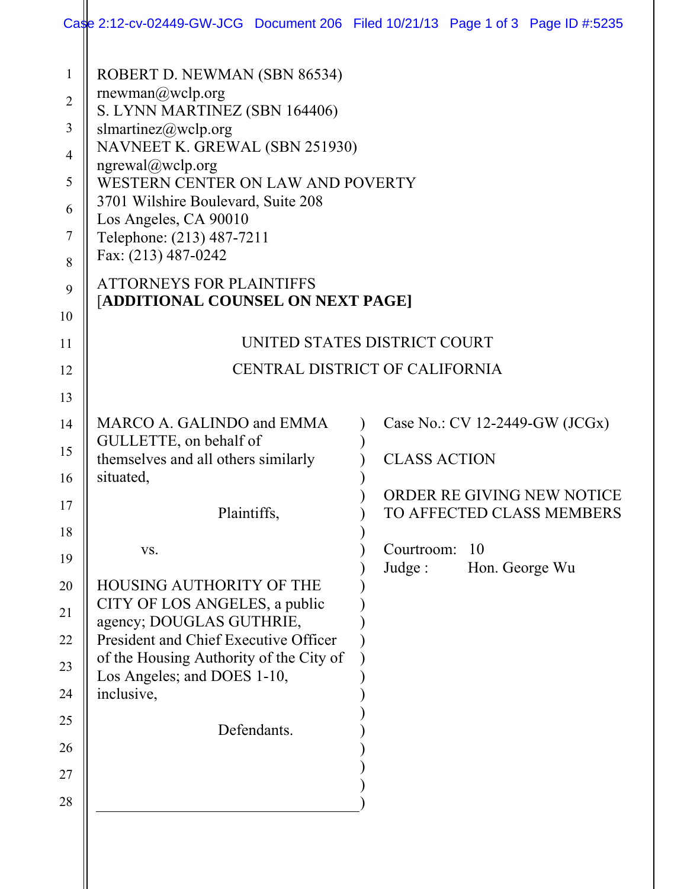ROBERT D. NEWMAN (SBN 86534)
rnewman@wclp.org
S. LYNN MARTINEZ (SBN 164406)
slmartinez@wclp.org
NAVNEET K. GREWAL (SBN 251930)
ngrewal@wclp.org
WESTERN CENTER ON LAW AND POVERTY
3701 Wilshire Boulevard, Suite 208
Los Angeles, CA 90010
Telephone: (213) 487-7211
Fax: (213) 487-0242

ATTORNEYS FOR PLAINTIFFS
[**ADDITIONAL COUNSEL ON NEXT PAGE]**

UNITED STATES DISTRICT COURT

CENTRAL DISTRICT OF CALIFORNIA

MARCO A. GALINDO and EMMA GULLETTE, on behalf of themselves and all others similarly situated,

Plaintiffs,

vs.

HOUSING AUTHORITY OF THE CITY OF LOS ANGELES, a public agency; DOUGLAS GUTHRIE, President and Chief Executive Officer of the Housing Authority of the City of Los Angeles; and DOES 1-10, inclusive,

Defendants.

Case No.: CV 12-2449-GW (JCGx)

CLASS ACTION

ORDER RE GIVING NEW NOTICE TO AFFECTED CLASS MEMBERS

Courtroom: 10
Judge : Hon. George Wu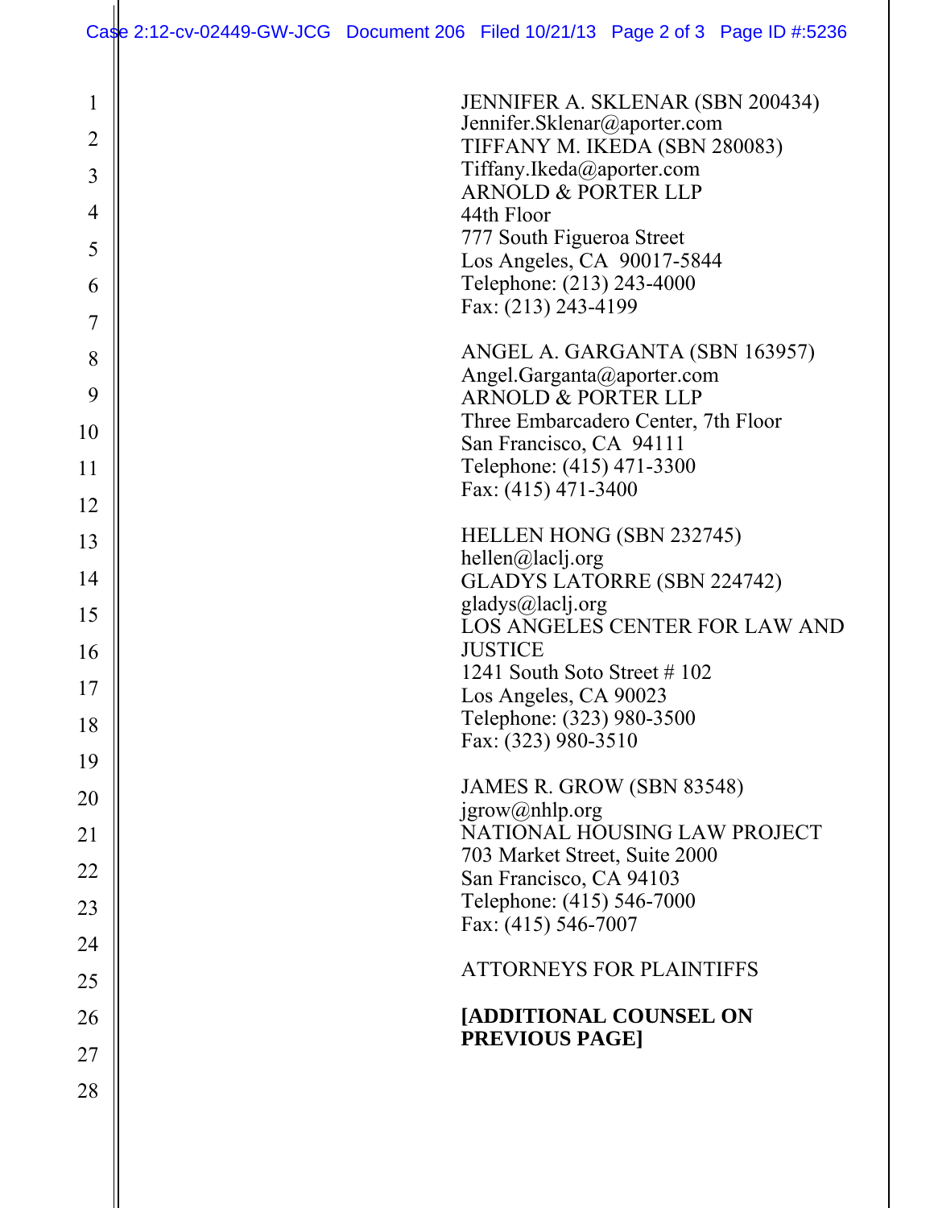JENNIFER A. SKLENAR (SBN 200434)
Jennifer.Sklenar@aporter.com
TIFFANY M. IKEDA (SBN 280083)
Tiffany.Ikeda@aporter.com
ARNOLD & PORTER LLP
44th Floor
777 South Figueroa Street
Los Angeles, CA 90017-5844
Telephone: (213) 243-4000
Fax: (213) 243-4199

ANGEL A. GARGANTA (SBN 163957)
Angel.Garganta@aporter.com
ARNOLD & PORTER LLP
Three Embarcadero Center, 7th Floor
San Francisco, CA 94111
Telephone: (415) 471-3300
Fax: (415) 471-3400

HELLEN HONG (SBN 232745)
hellen@laclj.org
GLADYS LATORRE (SBN 224742)
gladys@laclj.org
LOS ANGELES CENTER FOR LAW AND JUSTICE
1241 South Soto Street # 102
Los Angeles, CA 90023
Telephone: (323) 980-3500
Fax: (323) 980-3510

JAMES R. GROW (SBN 83548)
jgrow@nhlp.org
NATIONAL HOUSING LAW PROJECT
703 Market Street, Suite 2000
San Francisco, CA 94103
Telephone: (415) 546-7000
Fax: (415) 546-7007

ATTORNEYS FOR PLAINTIFFS

**[ADDITIONAL COUNSEL ON PREVIOUS PAGE]**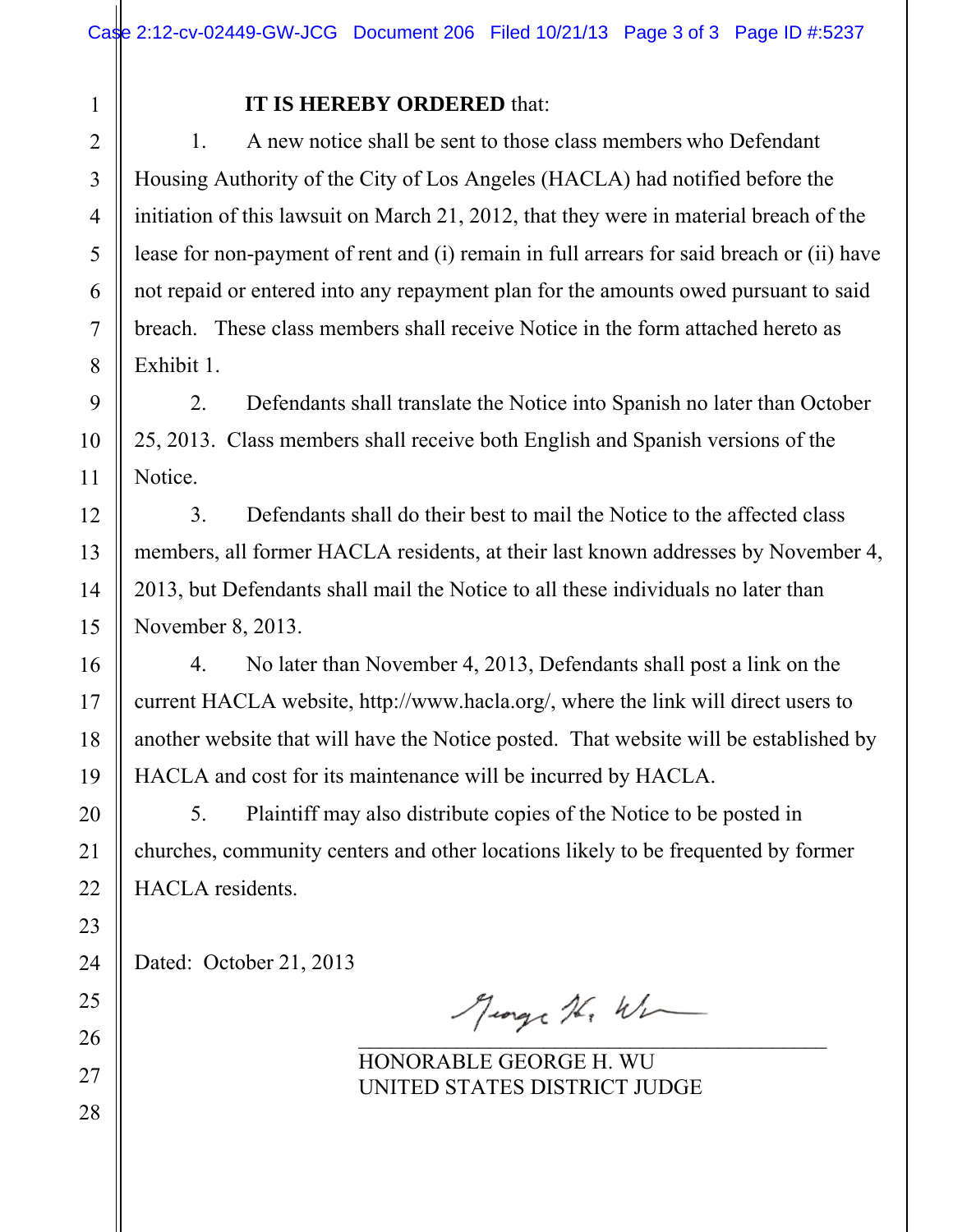**IT IS HEREBY ORDERED** that:

1. A new notice shall be sent to those class members who Defendant Housing Authority of the City of Los Angeles (HACLA) had notified before the initiation of this lawsuit on March 21, 2012, that they were in material breach of the lease for non-payment of rent and (i) remain in full arrears for said breach or (ii) have not repaid or entered into any repayment plan for the amounts owed pursuant to said breach. These class members shall receive Notice in the form attached hereto as Exhibit 1.

2. Defendants shall translate the Notice into Spanish no later than October 25, 2013. Class members shall receive both English and Spanish versions of the Notice.

3. Defendants shall do their best to mail the Notice to the affected class members, all former HACLA residents, at their last known addresses by November 4, 2013, but Defendants shall mail the Notice to all these individuals no later than November 8, 2013.

4. No later than November 4, 2013, Defendants shall post a link on the current HACLA website, http://www.hacla.org/, where the link will direct users to another website that will have the Notice posted. That website will be established by HACLA and cost for its maintenance will be incurred by HACLA.

5. Plaintiff may also distribute copies of the Notice to be posted in churches, community centers and other locations likely to be frequented by former HACLA residents.

Dated: October 21, 2013

HONORABLE GEORGE H. WU
UNITED STATES DISTRICT JUDGE